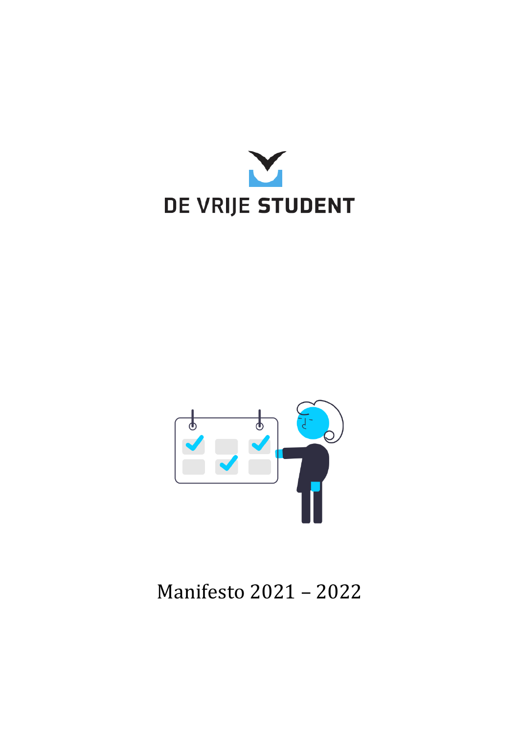# DE VRIJE STUDENT

Manifesto 2021 – 2022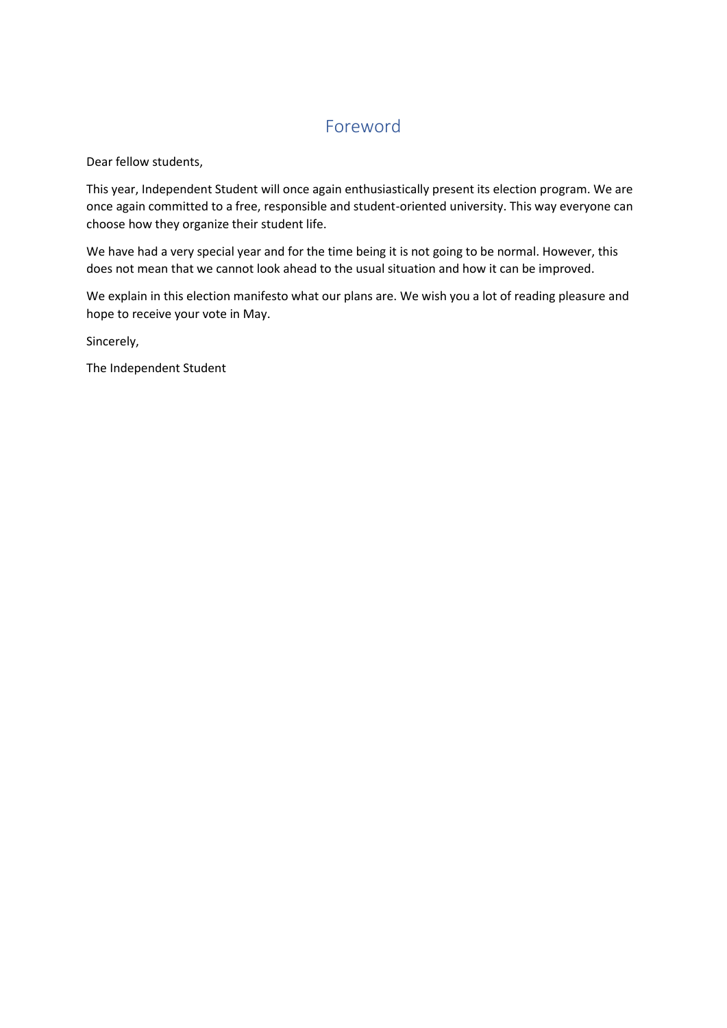# Foreword

Dear fellow students,

This year, Independent Student will once again enthusiastically present its election program. We are once again committed to a free, responsible and student-oriented university. This way everyone can choose how they organize their student life.

We have had a very special year and for the time being it is not going to be normal. However, this does not mean that we cannot look ahead to the usual situation and how it can be improved.

We explain in this election manifesto what our plans are. We wish you a lot of reading pleasure and hope to receive your vote in May.

Sincerely,

The Independent Student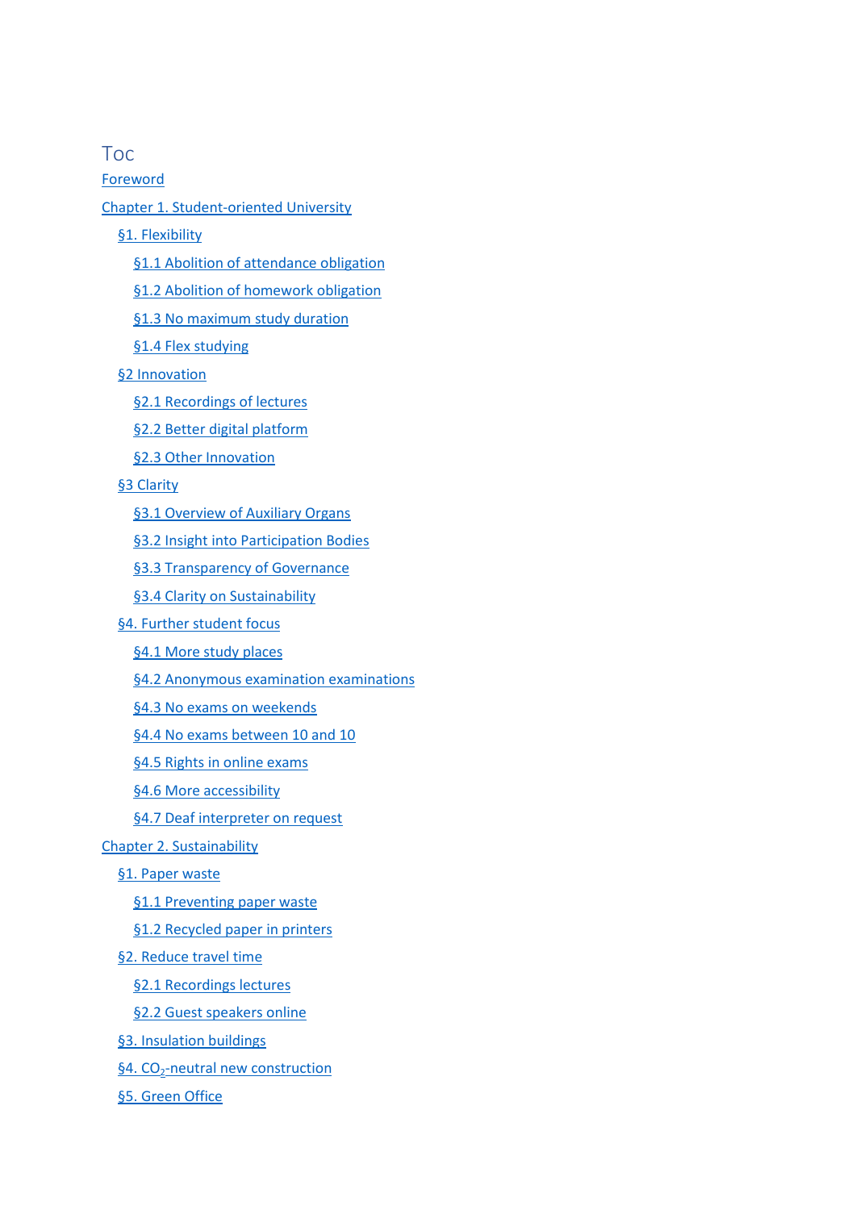# Toc

- Foreword
- Chapter 1. Student-oriented University
  - §1. Flexibility
    - §1.1 Abolition of attendance obligation
    - §1.2 Abolition of homework obligation
    - §1.3 No maximum study duration
    - §1.4 Flex studying
  - §2 Innovation
    - §2.1 Recordings of lectures
    - §2.2 Better digital platform
    - §2.3 Other Innovation
  - §3 Clarity
    - §3.1 Overview of Auxiliary Organs
    - §3.2 Insight into Participation Bodies
    - §3.3 Transparency of Governance
    - §3.4 Clarity on Sustainability
  - §4. Further student focus
    - §4.1 More study places
    - §4.2 Anonymous examination examinations
    - §4.3 No exams on weekends
    - §4.4 No exams between 10 and 10
    - §4.5 Rights in online exams
    - §4.6 More accessibility
    - §4.7 Deaf interpreter on request
- Chapter 2. Sustainability
  - §1. Paper waste
    - §1.1 Preventing paper waste
    - §1.2 Recycled paper in printers
  - §2. Reduce travel time
    - §2.1 Recordings lectures
    - §2.2 Guest speakers online
  - §3. Insulation buildings
  - §4. $CO_2$-neutral new construction
  - §5. Green Office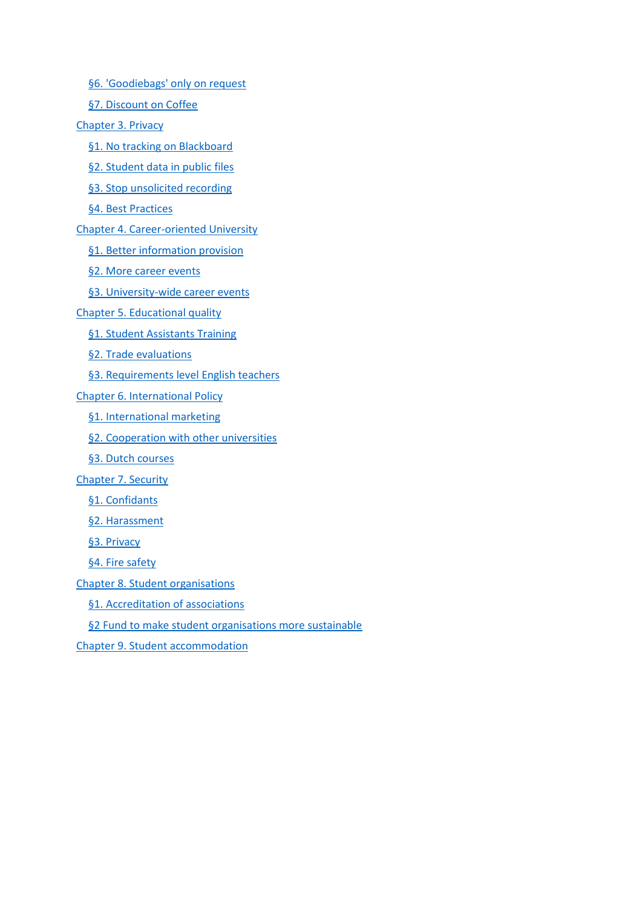- §6. 'Goodiebags' only on request
- §7. Discount on Coffee

Chapter 3. Privacy

- §1. No tracking on Blackboard
- §2. Student data in public files
- §3. Stop unsolicited recording
- §4. Best Practices

Chapter 4. Career-oriented University

- §1. Better information provision
- §2. More career events
- §3. University-wide career events

Chapter 5. Educational quality

- §1. Student Assistants Training
- §2. Trade evaluations
- §3. Requirements level English teachers

Chapter 6. International Policy

- §1. International marketing
- §2. Cooperation with other universities
- §3. Dutch courses

Chapter 7. Security

- §1. Confidants
- §2. Harassment
- §3. Privacy
- §4. Fire safety

Chapter 8. Student organisations

- §1. Accreditation of associations
- §2 Fund to make student organisations more sustainable

Chapter 9. Student accommodation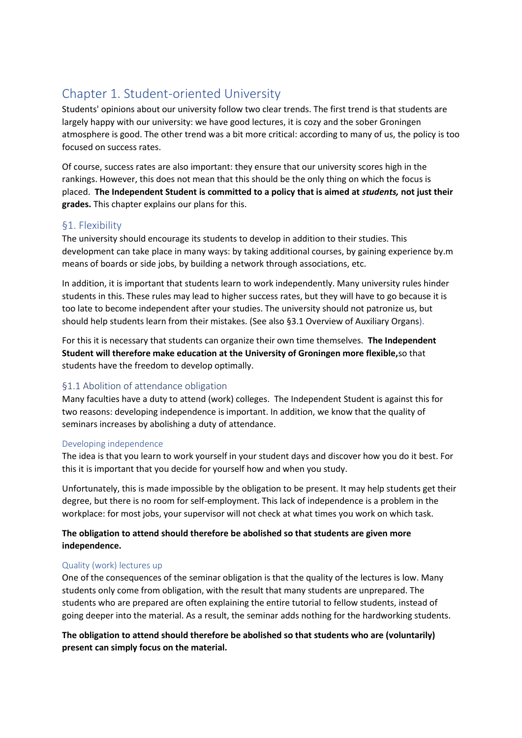# Chapter 1. Student-oriented University

Students' opinions about our university follow two clear trends. The first trend is that students are largely happy with our university: we have good lectures, it is cozy and the sober Groningen atmosphere is good. The other trend was a bit more critical: according to many of us, the policy is too focused on success rates.

Of course, success rates are also important: they ensure that our university scores high in the rankings. However, this does not mean that this should be the only thing on which the focus is placed. **The Independent Student is committed to a policy that is aimed at *students,* not just their grades.** This chapter explains our plans for this.

## §1. Flexibility

The university should encourage its students to develop in addition to their studies. This development can take place in many ways: by taking additional courses, by gaining experience by.m means of boards or side jobs, by building a network through associations, etc.

In addition, it is important that students learn to work independently. Many university rules hinder students in this. These rules may lead to higher success rates, but they will have to go because it is too late to become independent after your studies. The university should not patronize us, but should help students learn from their mistakes. (See also §3.1 Overview of Auxiliary Organs).

For this it is necessary that students can organize their own time themselves. **The Independent Student will therefore make education at the University of Groningen more flexible,**so that students have the freedom to develop optimally.

### §1.1 Abolition of attendance obligation

Many faculties have a duty to attend (work) colleges. The Independent Student is against this for two reasons: developing independence is important. In addition, we know that the quality of seminars increases by abolishing a duty of attendance.

#### Developing independence

The idea is that you learn to work yourself in your student days and discover how you do it best. For this it is important that you decide for yourself how and when you study.

Unfortunately, this is made impossible by the obligation to be present. It may help students get their degree, but there is no room for self-employment. This lack of independence is a problem in the workplace: for most jobs, your supervisor will not check at what times you work on which task.

**The obligation to attend should therefore be abolished so that students are given more independence.**

#### Quality (work) lectures up

One of the consequences of the seminar obligation is that the quality of the lectures is low. Many students only come from obligation, with the result that many students are unprepared. The students who are prepared are often explaining the entire tutorial to fellow students, instead of going deeper into the material. As a result, the seminar adds nothing for the hardworking students.

**The obligation to attend should therefore be abolished so that students who are (voluntarily) present can simply focus on the material.**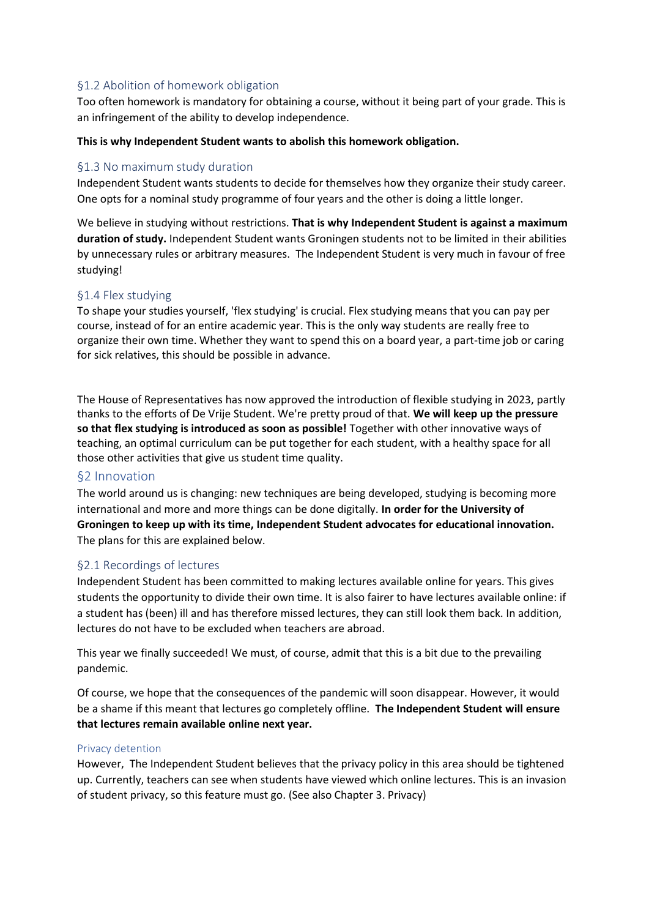### §1.2 Abolition of homework obligation

Too often homework is mandatory for obtaining a course, without it being part of your grade. This is an infringement of the ability to develop independence.

**This is why Independent Student wants to abolish this homework obligation.**

### §1.3 No maximum study duration

Independent Student wants students to decide for themselves how they organize their study career. One opts for a nominal study programme of four years and the other is doing a little longer.

We believe in studying without restrictions. **That is why Independent Student is against a maximum duration of study.** Independent Student wants Groningen students not to be limited in their abilities by unnecessary rules or arbitrary measures. The Independent Student is very much in favour of free studying!

### §1.4 Flex studying

To shape your studies yourself, 'flex studying' is crucial. Flex studying means that you can pay per course, instead of for an entire academic year. This is the only way students are really free to organize their own time. Whether they want to spend this on a board year, a part-time job or caring for sick relatives, this should be possible in advance.

The House of Representatives has now approved the introduction of flexible studying in 2023, partly thanks to the efforts of De Vrije Student. We're pretty proud of that. **We will keep up the pressure so that flex studying is introduced as soon as possible!** Together with other innovative ways of teaching, an optimal curriculum can be put together for each student, with a healthy space for all those other activities that give us student time quality.

## §2 Innovation

The world around us is changing: new techniques are being developed, studying is becoming more international and more and more things can be done digitally. **In order for the University of Groningen to keep up with its time, Independent Student advocates for educational innovation.** The plans for this are explained below.

### §2.1 Recordings of lectures

Independent Student has been committed to making lectures available online for years. This gives students the opportunity to divide their own time. It is also fairer to have lectures available online: if a student has (been) ill and has therefore missed lectures, they can still look them back. In addition, lectures do not have to be excluded when teachers are abroad.

This year we finally succeeded! We must, of course, admit that this is a bit due to the prevailing pandemic.

Of course, we hope that the consequences of the pandemic will soon disappear. However, it would be a shame if this meant that lectures go completely offline. **The Independent Student will ensure that lectures remain available online next year.**

#### Privacy detention

However, The Independent Student believes that the privacy policy in this area should be tightened up. Currently, teachers can see when students have viewed which online lectures. This is an invasion of student privacy, so this feature must go. (See also Chapter 3. Privacy)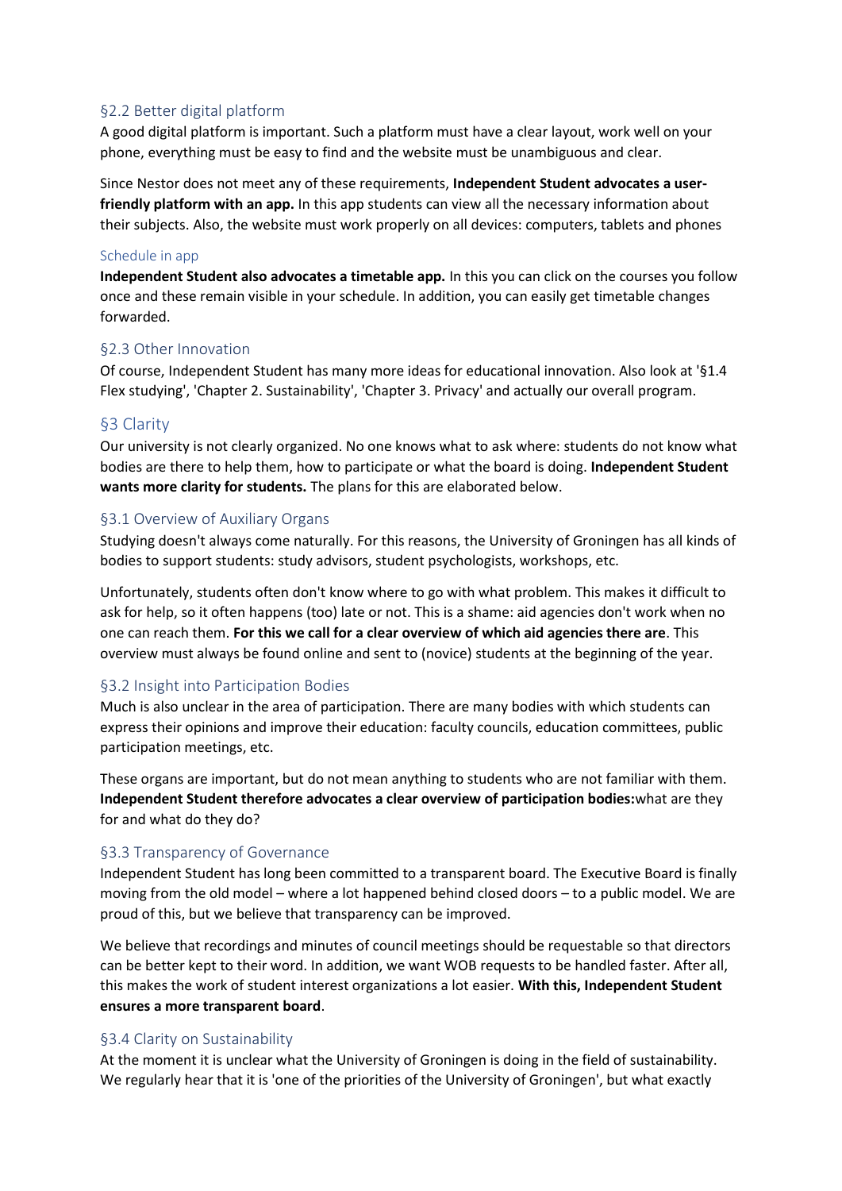## §2.2 Better digital platform

A good digital platform is important. Such a platform must have a clear layout, work well on your phone, everything must be easy to find and the website must be unambiguous and clear.

Since Nestor does not meet any of these requirements, **Independent Student advocates a user-friendly platform with an app.** In this app students can view all the necessary information about their subjects. Also, the website must work properly on all devices: computers, tablets and phones

### Schedule in app

**Independent Student also advocates a timetable app.** In this you can click on the courses you follow once and these remain visible in your schedule. In addition, you can easily get timetable changes forwarded.

## §2.3 Other Innovation

Of course, Independent Student has many more ideas for educational innovation. Also look at '§1.4 Flex studying', 'Chapter 2. Sustainability', 'Chapter 3. Privacy' and actually our overall program.

# §3 Clarity

Our university is not clearly organized. No one knows what to ask where: students do not know what bodies are there to help them, how to participate or what the board is doing. **Independent Student wants more clarity for students.** The plans for this are elaborated below.

## §3.1 Overview of Auxiliary Organs

Studying doesn't always come naturally. For this reasons, the University of Groningen has all kinds of bodies to support students: study advisors, student psychologists, workshops, etc.

Unfortunately, students often don't know where to go with what problem. This makes it difficult to ask for help, so it often happens (too) late or not. This is a shame: aid agencies don't work when no one can reach them. **For this we call for a clear overview of which aid agencies there are**. This overview must always be found online and sent to (novice) students at the beginning of the year.

## §3.2 Insight into Participation Bodies

Much is also unclear in the area of participation. There are many bodies with which students can express their opinions and improve their education: faculty councils, education committees, public participation meetings, etc.

These organs are important, but do not mean anything to students who are not familiar with them. **Independent Student therefore advocates a clear overview of participation bodies:**what are they for and what do they do?

## §3.3 Transparency of Governance

Independent Student has long been committed to a transparent board. The Executive Board is finally moving from the old model – where a lot happened behind closed doors – to a public model. We are proud of this, but we believe that transparency can be improved.

We believe that recordings and minutes of council meetings should be requestable so that directors can be better kept to their word. In addition, we want WOB requests to be handled faster. After all, this makes the work of student interest organizations a lot easier. **With this, Independent Student ensures a more transparent board**.

## §3.4 Clarity on Sustainability

At the moment it is unclear what the University of Groningen is doing in the field of sustainability. We regularly hear that it is 'one of the priorities of the University of Groningen', but what exactly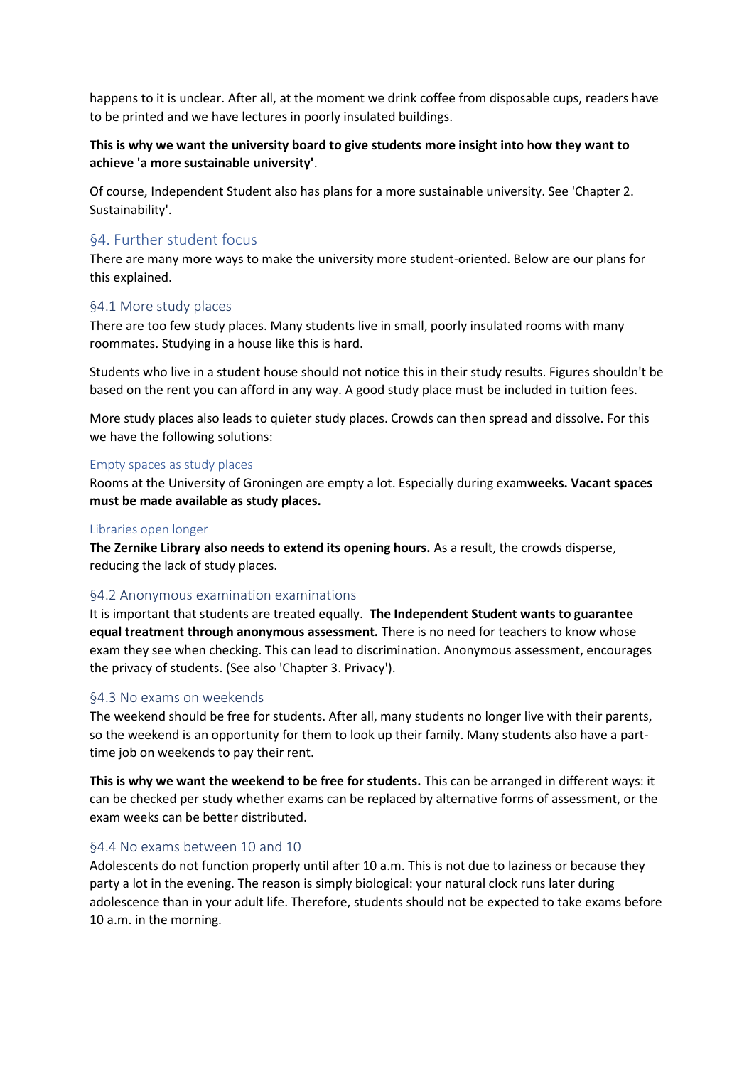happens to it is unclear. After all, at the moment we drink coffee from disposable cups, readers have to be printed and we have lectures in poorly insulated buildings.

**This is why we want the university board to give students more insight into how they want to achieve 'a more sustainable university'**.

Of course, Independent Student also has plans for a more sustainable university. See 'Chapter 2. Sustainability'.

## §4. Further student focus

There are many more ways to make the university more student-oriented. Below are our plans for this explained.

### §4.1 More study places

There are too few study places. Many students live in small, poorly insulated rooms with many roommates. Studying in a house like this is hard.

Students who live in a student house should not notice this in their study results. Figures shouldn't be based on the rent you can afford in any way. A good study place must be included in tuition fees.

More study places also leads to quieter study places. Crowds can then spread and dissolve. For this we have the following solutions:

#### Empty spaces as study places

Rooms at the University of Groningen are empty a lot. Especially during exam**weeks. Vacant spaces must be made available as study places.**

#### Libraries open longer

**The Zernike Library also needs to extend its opening hours.** As a result, the crowds disperse, reducing the lack of study places.

### §4.2 Anonymous examination examinations

It is important that students are treated equally. **The Independent Student wants to guarantee equal treatment through anonymous assessment.** There is no need for teachers to know whose exam they see when checking. This can lead to discrimination. Anonymous assessment, encourages the privacy of students. (See also 'Chapter 3. Privacy').

### §4.3 No exams on weekends

The weekend should be free for students. After all, many students no longer live with their parents, so the weekend is an opportunity for them to look up their family. Many students also have a part-time job on weekends to pay their rent.

**This is why we want the weekend to be free for students.** This can be arranged in different ways: it can be checked per study whether exams can be replaced by alternative forms of assessment, or the exam weeks can be better distributed.

### §4.4 No exams between 10 and 10

Adolescents do not function properly until after 10 a.m. This is not due to laziness or because they party a lot in the evening. The reason is simply biological: your natural clock runs later during adolescence than in your adult life. Therefore, students should not be expected to take exams before 10 a.m. in the morning.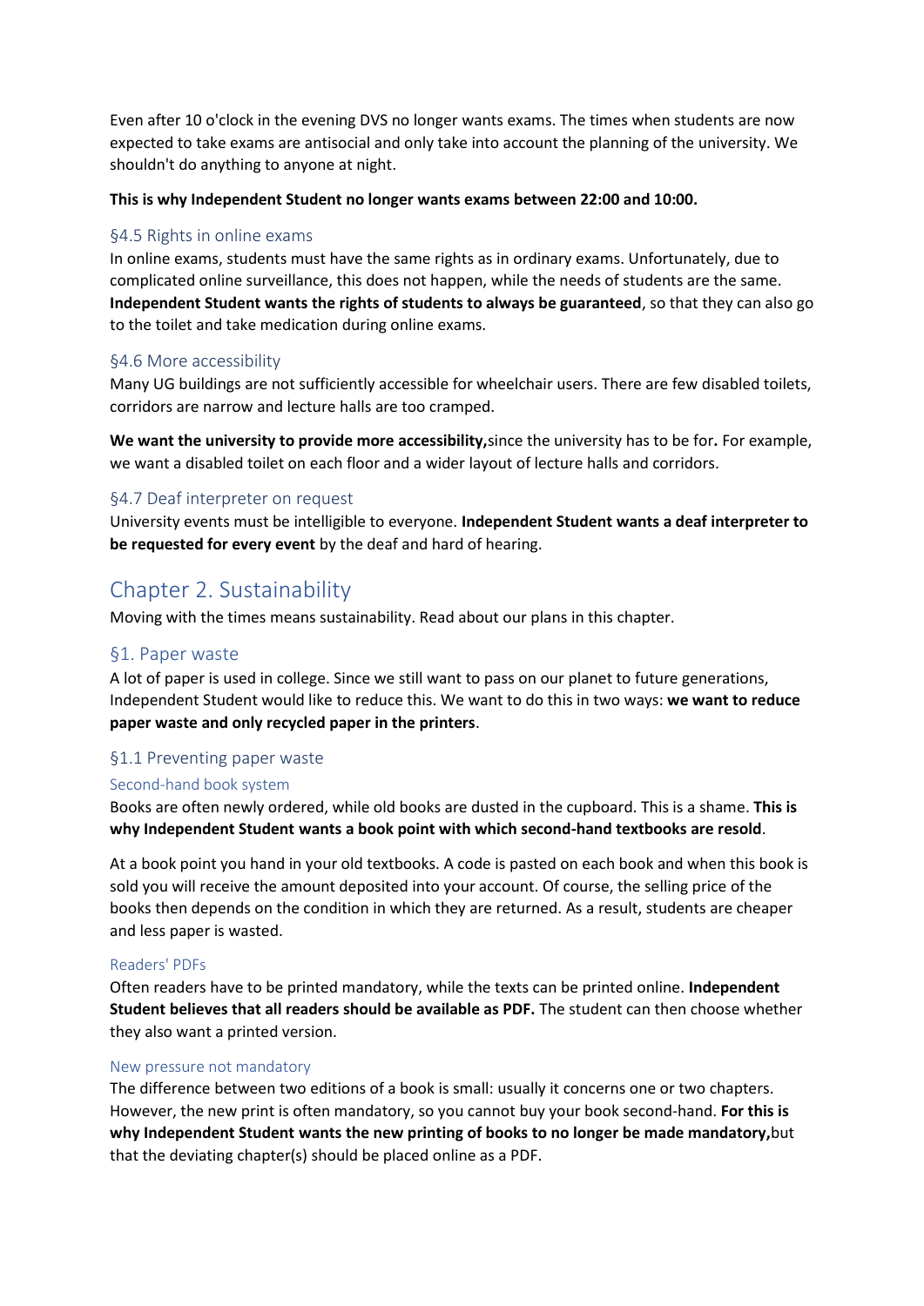Even after 10 o'clock in the evening DVS no longer wants exams. The times when students are now expected to take exams are antisocial and only take into account the planning of the university. We shouldn't do anything to anyone at night.

**This is why Independent Student no longer wants exams between 22:00 and 10:00.**

### §4.5 Rights in online exams

In online exams, students must have the same rights as in ordinary exams. Unfortunately, due to complicated online surveillance, this does not happen, while the needs of students are the same. **Independent Student wants the rights of students to always be guaranteed**, so that they can also go to the toilet and take medication during online exams.

### §4.6 More accessibility

Many UG buildings are not sufficiently accessible for wheelchair users. There are few disabled toilets, corridors are narrow and lecture halls are too cramped.

**We want the university to provide more accessibility,**since the university has to be for**.** For example, we want a disabled toilet on each floor and a wider layout of lecture halls and corridors.

### §4.7 Deaf interpreter on request

University events must be intelligible to everyone. **Independent Student wants a deaf interpreter to be requested for every event** by the deaf and hard of hearing.

# Chapter 2. Sustainability

Moving with the times means sustainability. Read about our plans in this chapter.

## §1. Paper waste

A lot of paper is used in college. Since we still want to pass on our planet to future generations, Independent Student would like to reduce this. We want to do this in two ways: **we want to reduce paper waste and only recycled paper in the printers**.

### §1.1 Preventing paper waste

#### Second-hand book system

Books are often newly ordered, while old books are dusted in the cupboard. This is a shame. **This is why Independent Student wants a book point with which second-hand textbooks are resold**.

At a book point you hand in your old textbooks. A code is pasted on each book and when this book is sold you will receive the amount deposited into your account. Of course, the selling price of the books then depends on the condition in which they are returned. As a result, students are cheaper and less paper is wasted.

#### Readers' PDFs

Often readers have to be printed mandatory, while the texts can be printed online. **Independent Student believes that all readers should be available as PDF.** The student can then choose whether they also want a printed version.

#### New pressure not mandatory

The difference between two editions of a book is small: usually it concerns one or two chapters. However, the new print is often mandatory, so you cannot buy your book second-hand. **For this is why Independent Student wants the new printing of books to no longer be made mandatory,**but that the deviating chapter(s) should be placed online as a PDF.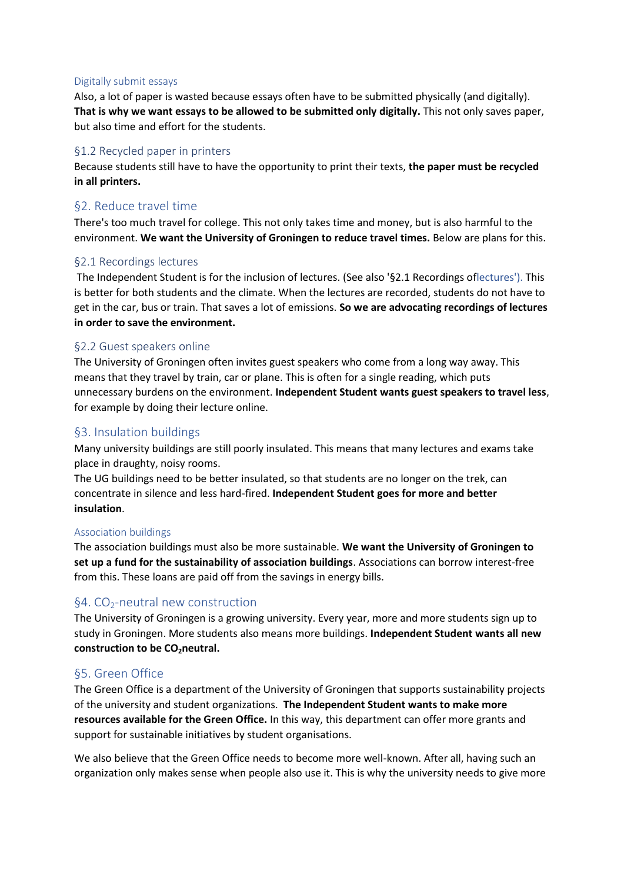#### Digitally submit essays

Also, a lot of paper is wasted because essays often have to be submitted physically (and digitally). **That is why we want essays to be allowed to be submitted only digitally.** This not only saves paper, but also time and effort for the students.

### §1.2 Recycled paper in printers

Because students still have to have the opportunity to print their texts, **the paper must be recycled in all printers.**

## §2. Reduce travel time

There's too much travel for college. This not only takes time and money, but is also harmful to the environment. **We want the University of Groningen to reduce travel times.** Below are plans for this.

### §2.1 Recordings lectures

The Independent Student is for the inclusion of lectures. (See also '§2.1 Recordings oflectures'). This is better for both students and the climate. When the lectures are recorded, students do not have to get in the car, bus or train. That saves a lot of emissions. **So we are advocating recordings of lectures in order to save the environment.**

### §2.2 Guest speakers online

The University of Groningen often invites guest speakers who come from a long way away. This means that they travel by train, car or plane. This is often for a single reading, which puts unnecessary burdens on the environment. **Independent Student wants guest speakers to travel less**, for example by doing their lecture online.

## §3. Insulation buildings

Many university buildings are still poorly insulated. This means that many lectures and exams take place in draughty, noisy rooms.

The UG buildings need to be better insulated, so that students are no longer on the trek, can concentrate in silence and less hard-fired. **Independent Student goes for more and better insulation**.

#### Association buildings

The association buildings must also be more sustainable. **We want the University of Groningen to set up a fund for the sustainability of association buildings**. Associations can borrow interest-free from this. These loans are paid off from the savings in energy bills.

## §4. $CO_2$-neutral new construction

The University of Groningen is a growing university. Every year, more and more students sign up to study in Groningen. More students also means more buildings. **Independent Student wants all new construction to be $CO_2$neutral.**

## §5. Green Office

The Green Office is a department of the University of Groningen that supports sustainability projects of the university and student organizations. **The Independent Student wants to make more resources available for the Green Office.** In this way, this department can offer more grants and support for sustainable initiatives by student organisations.

We also believe that the Green Office needs to become more well-known. After all, having such an organization only makes sense when people also use it. This is why the university needs to give more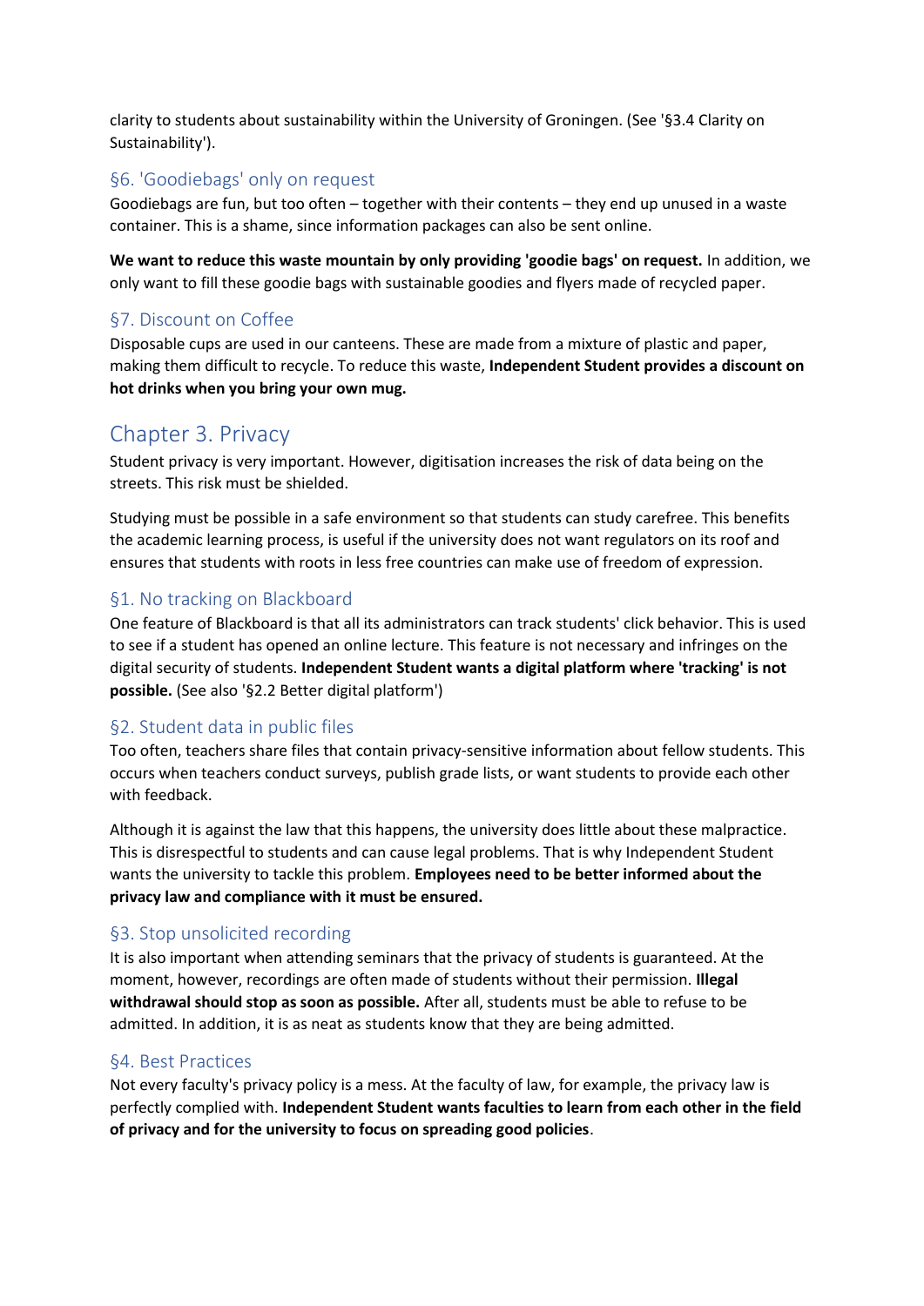clarity to students about sustainability within the University of Groningen. (See '§3.4 Clarity on Sustainability').

### §6. 'Goodiebags' only on request

Goodiebags are fun, but too often – together with their contents – they end up unused in a waste container. This is a shame, since information packages can also be sent online.

**We want to reduce this waste mountain by only providing 'goodie bags' on request.** In addition, we only want to fill these goodie bags with sustainable goodies and flyers made of recycled paper.

### §7. Discount on Coffee

Disposable cups are used in our canteens. These are made from a mixture of plastic and paper, making them difficult to recycle. To reduce this waste, **Independent Student provides a discount on hot drinks when you bring your own mug.**

## Chapter 3. Privacy

Student privacy is very important. However, digitisation increases the risk of data being on the streets. This risk must be shielded.

Studying must be possible in a safe environment so that students can study carefree. This benefits the academic learning process, is useful if the university does not want regulators on its roof and ensures that students with roots in less free countries can make use of freedom of expression.

### §1. No tracking on Blackboard

One feature of Blackboard is that all its administrators can track students' click behavior. This is used to see if a student has opened an online lecture. This feature is not necessary and infringes on the digital security of students. **Independent Student wants a digital platform where 'tracking' is not possible.** (See also '§2.2 Better digital platform')

### §2. Student data in public files

Too often, teachers share files that contain privacy-sensitive information about fellow students. This occurs when teachers conduct surveys, publish grade lists, or want students to provide each other with feedback.

Although it is against the law that this happens, the university does little about these malpractice. This is disrespectful to students and can cause legal problems. That is why Independent Student wants the university to tackle this problem. **Employees need to be better informed about the privacy law and compliance with it must be ensured.**

### §3. Stop unsolicited recording

It is also important when attending seminars that the privacy of students is guaranteed. At the moment, however, recordings are often made of students without their permission. **Illegal withdrawal should stop as soon as possible.** After all, students must be able to refuse to be admitted. In addition, it is as neat as students know that they are being admitted.

### §4. Best Practices

Not every faculty's privacy policy is a mess. At the faculty of law, for example, the privacy law is perfectly complied with. **Independent Student wants faculties to learn from each other in the field of privacy and for the university to focus on spreading good policies**.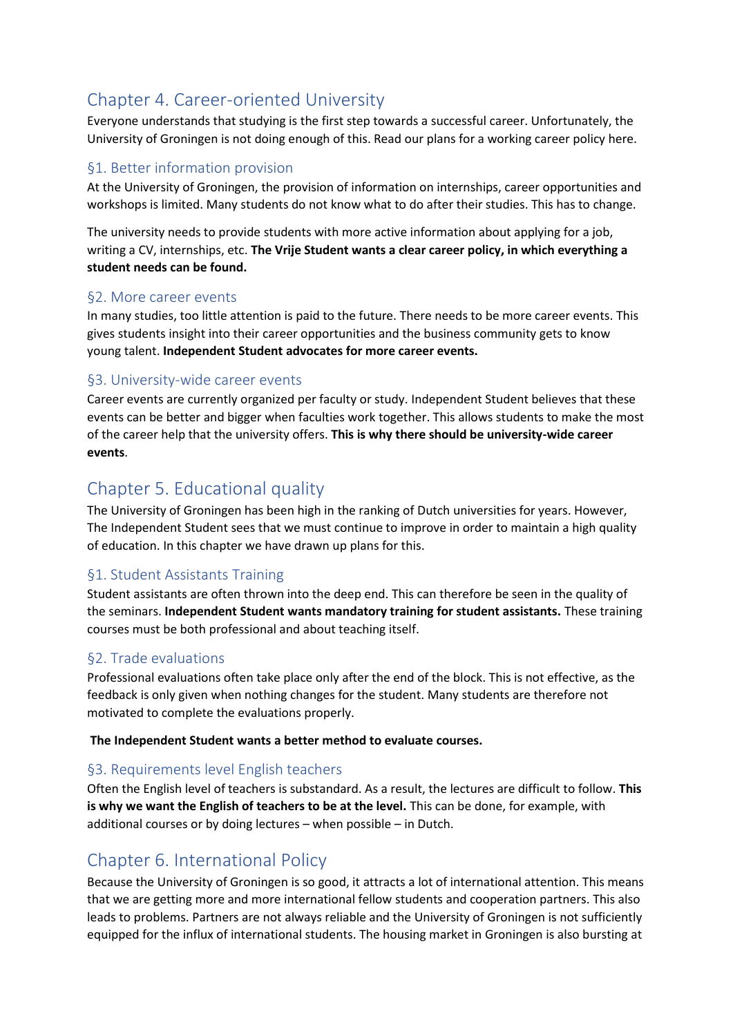## Chapter 4. Career-oriented University

Everyone understands that studying is the first step towards a successful career. Unfortunately, the University of Groningen is not doing enough of this. Read our plans for a working career policy here.

### §1. Better information provision

At the University of Groningen, the provision of information on internships, career opportunities and workshops is limited. Many students do not know what to do after their studies. This has to change.

The university needs to provide students with more active information about applying for a job, writing a CV, internships, etc. **The Vrije Student wants a clear career policy, in which everything a student needs can be found.**

### §2. More career events

In many studies, too little attention is paid to the future. There needs to be more career events. This gives students insight into their career opportunities and the business community gets to know young talent. **Independent Student advocates for more career events.**

### §3. University-wide career events

Career events are currently organized per faculty or study. Independent Student believes that these events can be better and bigger when faculties work together. This allows students to make the most of the career help that the university offers. **This is why there should be university-wide career events**.

## Chapter 5. Educational quality

The University of Groningen has been high in the ranking of Dutch universities for years. However, The Independent Student sees that we must continue to improve in order to maintain a high quality of education. In this chapter we have drawn up plans for this.

### §1. Student Assistants Training

Student assistants are often thrown into the deep end. This can therefore be seen in the quality of the seminars. **Independent Student wants mandatory training for student assistants.** These training courses must be both professional and about teaching itself.

### §2. Trade evaluations

Professional evaluations often take place only after the end of the block. This is not effective, as the feedback is only given when nothing changes for the student. Many students are therefore not motivated to complete the evaluations properly.

**The Independent Student wants a better method to evaluate courses.**

### §3. Requirements level English teachers

Often the English level of teachers is substandard. As a result, the lectures are difficult to follow. **This is why we want the English of teachers to be at the level.** This can be done, for example, with additional courses or by doing lectures – when possible – in Dutch.

## Chapter 6. International Policy

Because the University of Groningen is so good, it attracts a lot of international attention. This means that we are getting more and more international fellow students and cooperation partners. This also leads to problems. Partners are not always reliable and the University of Groningen is not sufficiently equipped for the influx of international students. The housing market in Groningen is also bursting at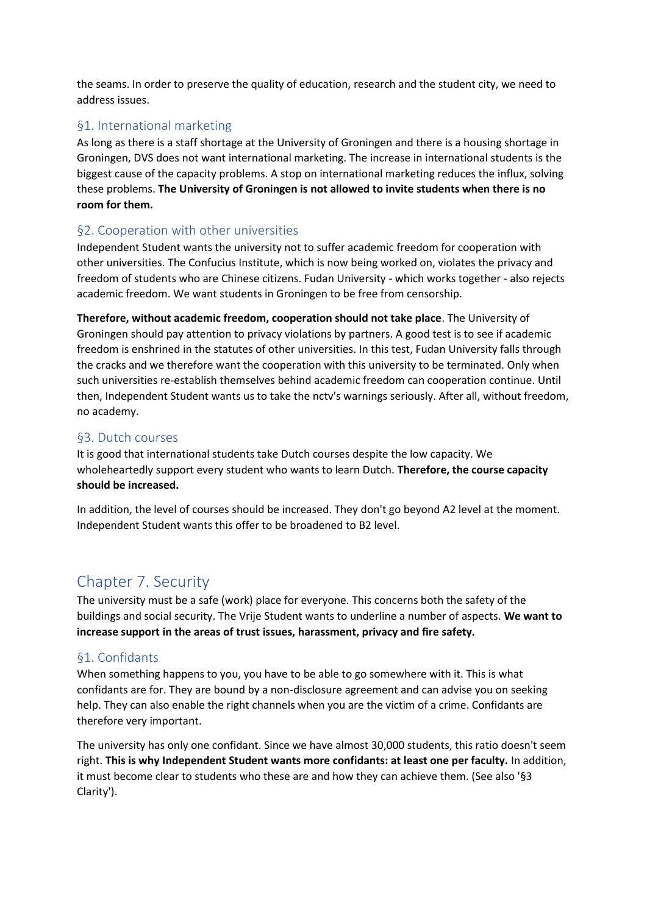the seams. In order to preserve the quality of education, research and the student city, we need to address issues.

### §1. International marketing

As long as there is a staff shortage at the University of Groningen and there is a housing shortage in Groningen, DVS does not want international marketing. The increase in international students is the biggest cause of the capacity problems. A stop on international marketing reduces the influx, solving these problems. **The University of Groningen is not allowed to invite students when there is no room for them.**

### §2. Cooperation with other universities

Independent Student wants the university not to suffer academic freedom for cooperation with other universities. The Confucius Institute, which is now being worked on, violates the privacy and freedom of students who are Chinese citizens. Fudan University - which works together - also rejects academic freedom. We want students in Groningen to be free from censorship.

**Therefore, without academic freedom, cooperation should not take place**. The University of Groningen should pay attention to privacy violations by partners. A good test is to see if academic freedom is enshrined in the statutes of other universities. In this test, Fudan University falls through the cracks and we therefore want the cooperation with this university to be terminated. Only when such universities re-establish themselves behind academic freedom can cooperation continue. Until then, Independent Student wants us to take the nctv's warnings seriously. After all, without freedom, no academy.

### §3. Dutch courses

It is good that international students take Dutch courses despite the low capacity. We wholeheartedly support every student who wants to learn Dutch. **Therefore, the course capacity should be increased.**

In addition, the level of courses should be increased. They don't go beyond A2 level at the moment. Independent Student wants this offer to be broadened to B2 level.

## Chapter 7. Security

The university must be a safe (work) place for everyone. This concerns both the safety of the buildings and social security. The Vrije Student wants to underline a number of aspects. **We want to increase support in the areas of trust issues, harassment, privacy and fire safety.**

### §1. Confidants

When something happens to you, you have to be able to go somewhere with it. This is what confidants are for. They are bound by a non-disclosure agreement and can advise you on seeking help. They can also enable the right channels when you are the victim of a crime. Confidants are therefore very important.

The university has only one confidant. Since we have almost 30,000 students, this ratio doesn't seem right. **This is why Independent Student wants more confidants: at least one per faculty.** In addition, it must become clear to students who these are and how they can achieve them. (See also '§3 Clarity').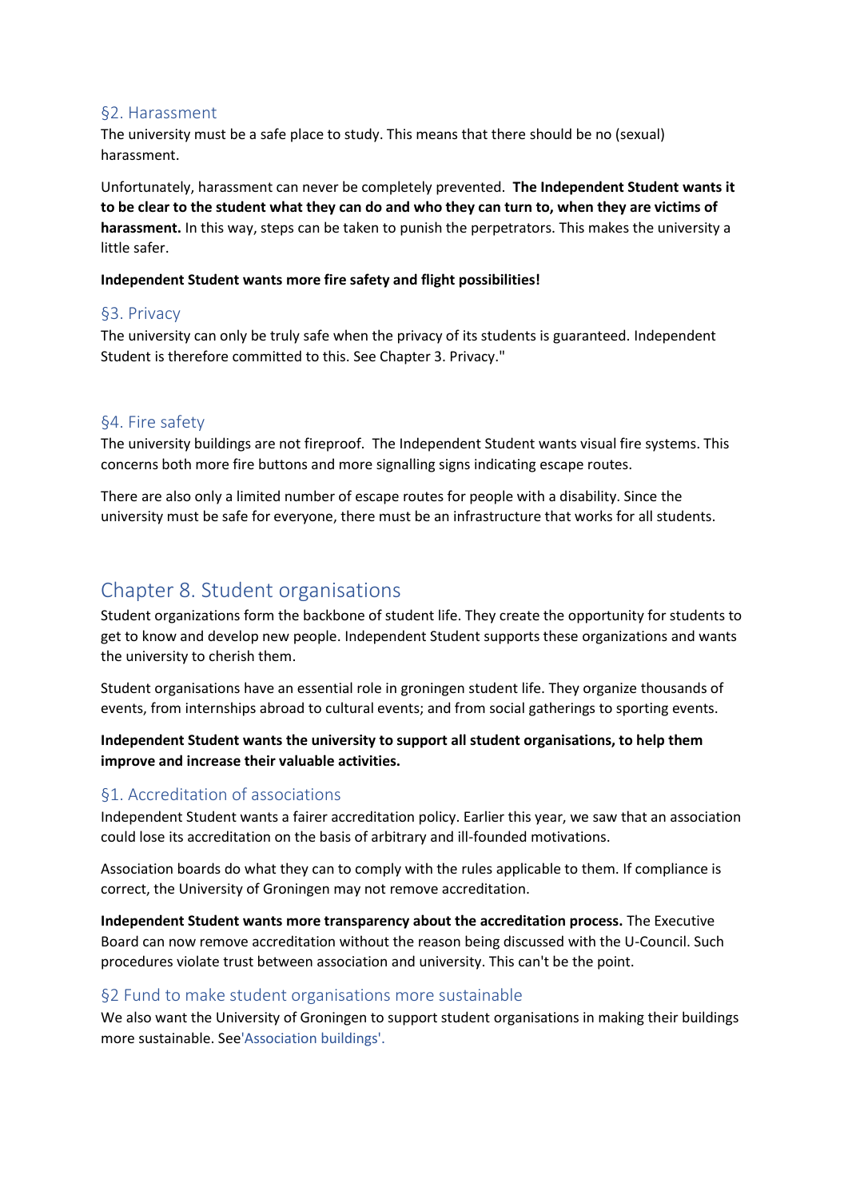### §2. Harassment

The university must be a safe place to study. This means that there should be no (sexual) harassment.

Unfortunately, harassment can never be completely prevented. **The Independent Student wants it to be clear to the student what they can do and who they can turn to, when they are victims of harassment.** In this way, steps can be taken to punish the perpetrators. This makes the university a little safer.

**Independent Student wants more fire safety and flight possibilities!**

### §3. Privacy

The university can only be truly safe when the privacy of its students is guaranteed. Independent Student is therefore committed to this. See Chapter 3. Privacy."

### §4. Fire safety

The university buildings are not fireproof. The Independent Student wants visual fire systems. This concerns both more fire buttons and more signalling signs indicating escape routes.

There are also only a limited number of escape routes for people with a disability. Since the university must be safe for everyone, there must be an infrastructure that works for all students.

## Chapter 8. Student organisations

Student organizations form the backbone of student life. They create the opportunity for students to get to know and develop new people. Independent Student supports these organizations and wants the university to cherish them.

Student organisations have an essential role in groningen student life. They organize thousands of events, from internships abroad to cultural events; and from social gatherings to sporting events.

**Independent Student wants the university to support all student organisations, to help them improve and increase their valuable activities.**

### §1. Accreditation of associations

Independent Student wants a fairer accreditation policy. Earlier this year, we saw that an association could lose its accreditation on the basis of arbitrary and ill-founded motivations.

Association boards do what they can to comply with the rules applicable to them. If compliance is correct, the University of Groningen may not remove accreditation.

**Independent Student wants more transparency about the accreditation process.** The Executive Board can now remove accreditation without the reason being discussed with the U-Council. Such procedures violate trust between association and university. This can't be the point.

### §2 Fund to make student organisations more sustainable

We also want the University of Groningen to support student organisations in making their buildings more sustainable. See'Association buildings'.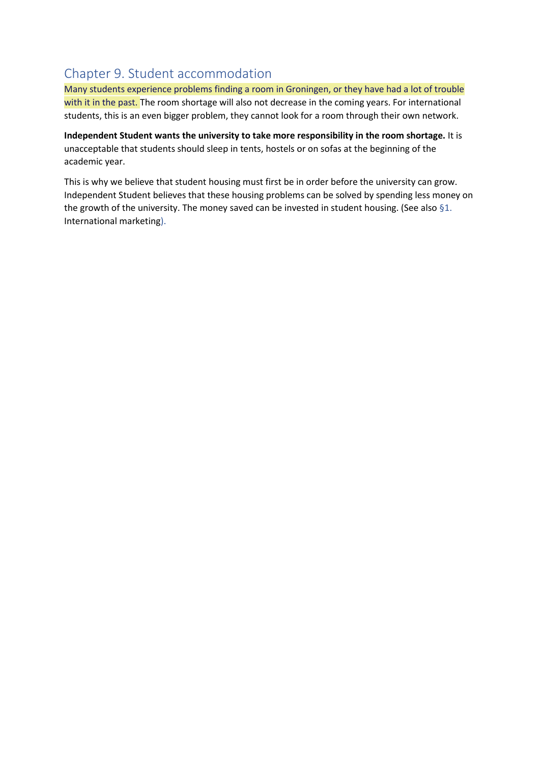## Chapter 9. Student accommodation

Many students experience problems finding a room in Groningen, or they have had a lot of trouble with it in the past. The room shortage will also not decrease in the coming years. For international students, this is an even bigger problem, they cannot look for a room through their own network.

**Independent Student wants the university to take more responsibility in the room shortage.** It is unacceptable that students should sleep in tents, hostels or on sofas at the beginning of the academic year.

This is why we believe that student housing must first be in order before the university can grow. Independent Student believes that these housing problems can be solved by spending less money on the growth of the university. The money saved can be invested in student housing. (See also §1. International marketing).